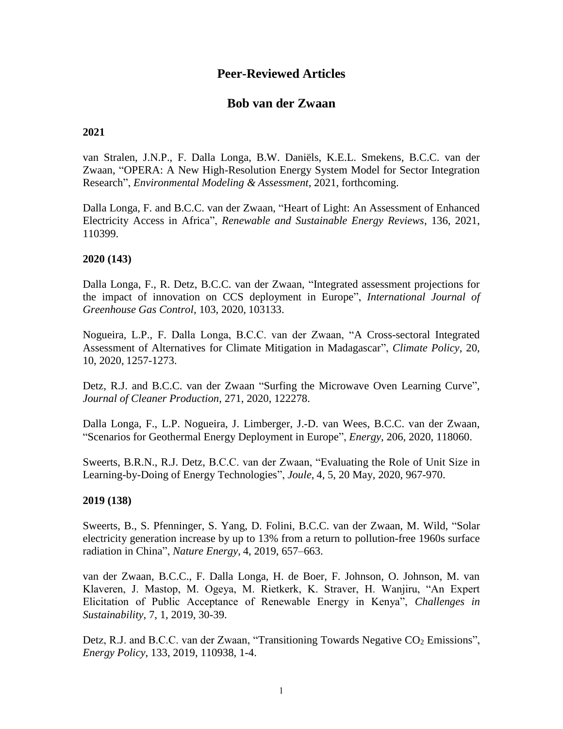# Peer-Reviewed Articles

## Bob van der Zwaan

### 2021

van Stralen, J.N.P., F. Dalla Longa, B.W. Daniëls, K.E.L. Smekens, B.C.C. van der Zwaan, "OPERA: A New High-Resolution Energy System Model for Sector Integration Research", *Environmental Modeling & Assessment*, 2021, forthcoming.

Dalla Longa, F. and B.C.C. van der Zwaan, "Heart of Light: An Assessment of Enhanced Electricity Access in Africa", *Renewable and Sustainable Energy Reviews*, 136, 2021, 110399.

### 2020 (143)

Dalla Longa, F., R. Detz, B.C.C. van der Zwaan, "Integrated assessment projections for the impact of innovation on CCS deployment in Europe", *International Journal of Greenhouse Gas Control*, 103, 2020, 103133.

Nogueira, L.P., F. Dalla Longa, B.C.C. van der Zwaan, "A Cross-sectoral Integrated Assessment of Alternatives for Climate Mitigation in Madagascar", *Climate Policy*, 20, 10, 2020, 1257-1273.

Detz, R.J. and B.C.C. van der Zwaan "Surfing the Microwave Oven Learning Curve", *Journal of Cleaner Production*, 271, 2020, 122278.

Dalla Longa, F., L.P. Nogueira, J. Limberger, J.-D. van Wees, B.C.C. van der Zwaan, "Scenarios for Geothermal Energy Deployment in Europe", *Energy*, 206, 2020, 118060.

Sweerts, B.R.N., R.J. Detz, B.C.C. van der Zwaan, "Evaluating the Role of Unit Size in Learning-by-Doing of Energy Technologies", *Joule*, 4, 5, 20 May, 2020, 967-970.

### 2019 (138)

Sweerts, B., S. Pfenninger, S. Yang, D. Folini, B.C.C. van der Zwaan, M. Wild, "Solar electricity generation increase by up to 13% from a return to pollution-free 1960s surface radiation in China", *Nature Energy*, 4, 2019, 657–663.

van der Zwaan, B.C.C., F. Dalla Longa, H. de Boer, F. Johnson, O. Johnson, M. van Klaveren, J. Mastop, M. Ogeya, M. Rietkerk, K. Straver, H. Wanjiru, "An Expert Elicitation of Public Acceptance of Renewable Energy in Kenya", *Challenges in Sustainability*, 7, 1, 2019, 30-39.

Detz, R.J. and B.C.C. van der Zwaan, "Transitioning Towards Negative $CO_2$ Emissions", *Energy Policy*, 133, 2019, 110938, 1-4.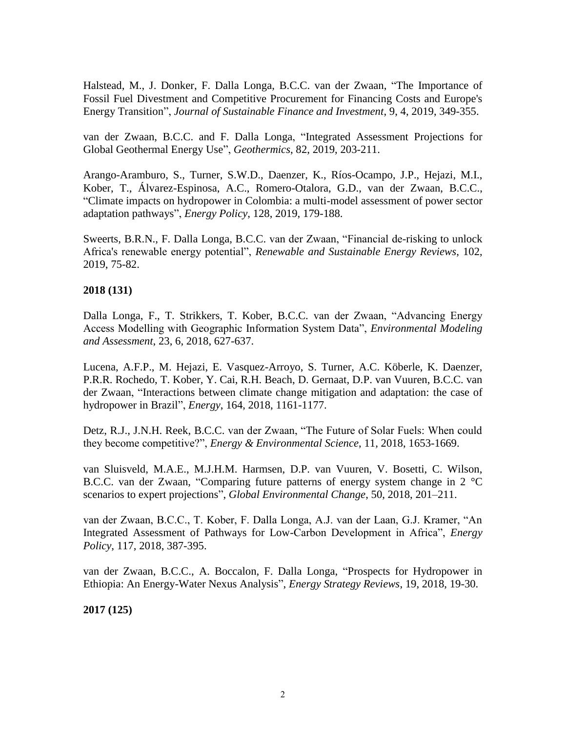Halstead, M., J. Donker, F. Dalla Longa, B.C.C. van der Zwaan, "The Importance of Fossil Fuel Divestment and Competitive Procurement for Financing Costs and Europe's Energy Transition", *Journal of Sustainable Finance and Investment*, 9, 4, 2019, 349-355.

van der Zwaan, B.C.C. and F. Dalla Longa, "Integrated Assessment Projections for Global Geothermal Energy Use", *Geothermics*, 82, 2019, 203-211.

Arango-Aramburo, S., Turner, S.W.D., Daenzer, K., Ríos-Ocampo, J.P., Hejazi, M.I., Kober, T., Álvarez-Espinosa, A.C., Romero-Otalora, G.D., van der Zwaan, B.C.C., "Climate impacts on hydropower in Colombia: a multi-model assessment of power sector adaptation pathways", *Energy Policy*, 128, 2019, 179-188.

Sweerts, B.R.N., F. Dalla Longa, B.C.C. van der Zwaan, "Financial de-risking to unlock Africa's renewable energy potential", *Renewable and Sustainable Energy Reviews*, 102, 2019, 75-82.

**2018 (131)**

Dalla Longa, F., T. Strikkers, T. Kober, B.C.C. van der Zwaan, "Advancing Energy Access Modelling with Geographic Information System Data", *Environmental Modeling and Assessment*, 23, 6, 2018, 627-637.

Lucena, A.F.P., M. Hejazi, E. Vasquez-Arroyo, S. Turner, A.C. Köberle, K. Daenzer, P.R.R. Rochedo, T. Kober, Y. Cai, R.H. Beach, D. Gernaat, D.P. van Vuuren, B.C.C. van der Zwaan, "Interactions between climate change mitigation and adaptation: the case of hydropower in Brazil", *Energy*, 164, 2018, 1161-1177.

Detz, R.J., J.N.H. Reek, B.C.C. van der Zwaan, "The Future of Solar Fuels: When could they become competitive?", *Energy & Environmental Science*, 11, 2018, 1653-1669.

van Sluisveld, M.A.E., M.J.H.M. Harmsen, D.P. van Vuuren, V. Bosetti, C. Wilson, B.C.C. van der Zwaan, "Comparing future patterns of energy system change in 2 °C scenarios to expert projections", *Global Environmental Change*, 50, 2018, 201–211.

van der Zwaan, B.C.C., T. Kober, F. Dalla Longa, A.J. van der Laan, G.J. Kramer, "An Integrated Assessment of Pathways for Low-Carbon Development in Africa", *Energy Policy*, 117, 2018, 387-395.

van der Zwaan, B.C.C., A. Boccalon, F. Dalla Longa, "Prospects for Hydropower in Ethiopia: An Energy-Water Nexus Analysis", *Energy Strategy Reviews*, 19, 2018, 19-30.

**2017 (125)**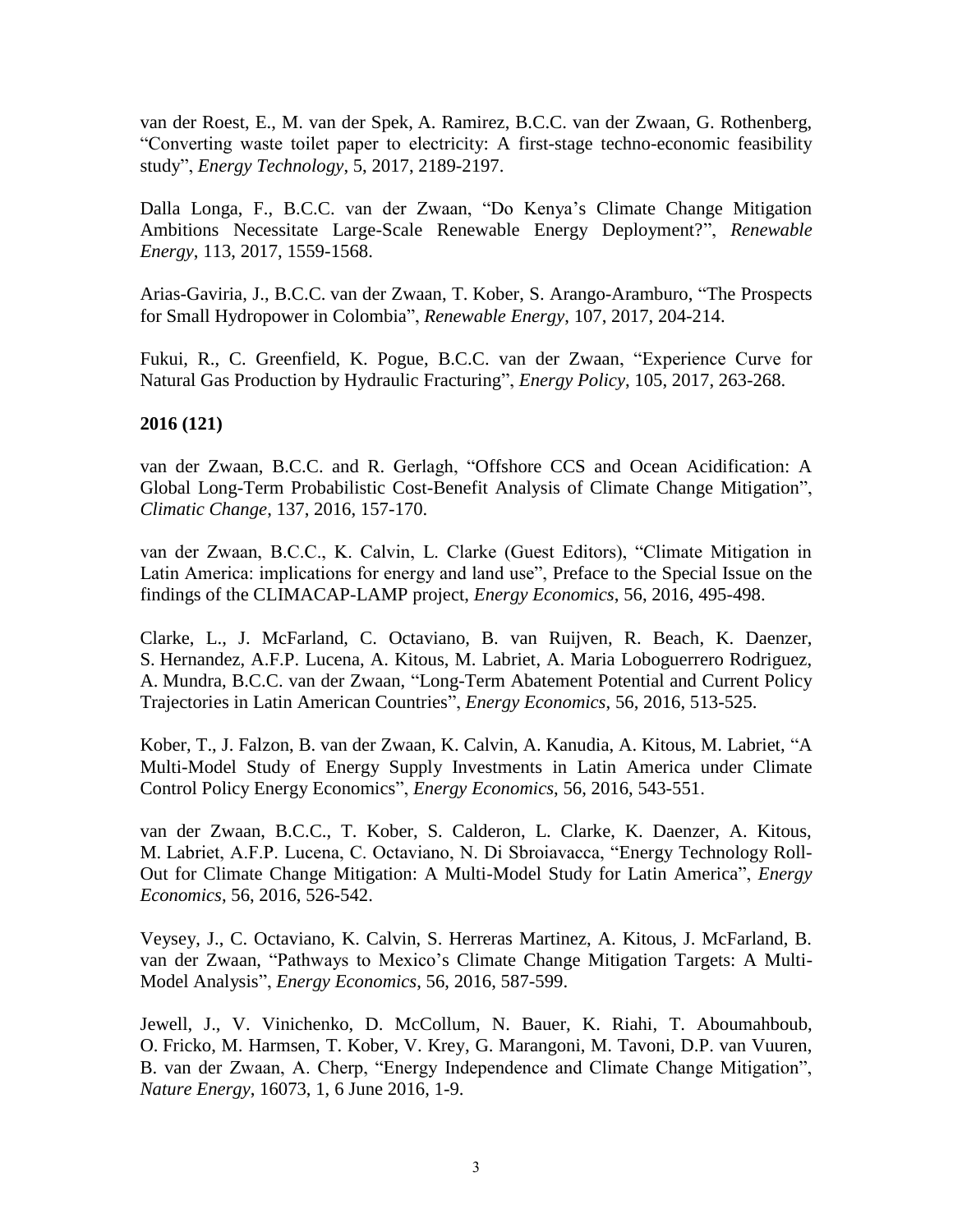van der Roest, E., M. van der Spek, A. Ramirez, B.C.C. van der Zwaan, G. Rothenberg, "Converting waste toilet paper to electricity: A first-stage techno-economic feasibility study", *Energy Technology*, 5, 2017, 2189-2197.

Dalla Longa, F., B.C.C. van der Zwaan, "Do Kenya's Climate Change Mitigation Ambitions Necessitate Large-Scale Renewable Energy Deployment?", *Renewable Energy*, 113, 2017, 1559-1568.

Arias-Gaviria, J., B.C.C. van der Zwaan, T. Kober, S. Arango-Aramburo, "The Prospects for Small Hydropower in Colombia", *Renewable Energy*, 107, 2017, 204-214.

Fukui, R., C. Greenfield, K. Pogue, B.C.C. van der Zwaan, "Experience Curve for Natural Gas Production by Hydraulic Fracturing", *Energy Policy*, 105, 2017, 263-268.

**2016 (121)**

van der Zwaan, B.C.C. and R. Gerlagh, "Offshore CCS and Ocean Acidification: A Global Long-Term Probabilistic Cost-Benefit Analysis of Climate Change Mitigation", *Climatic Change*, 137, 2016, 157-170.

van der Zwaan, B.C.C., K. Calvin, L. Clarke (Guest Editors), "Climate Mitigation in Latin America: implications for energy and land use", Preface to the Special Issue on the findings of the CLIMACAP-LAMP project, *Energy Economics*, 56, 2016, 495-498.

Clarke, L., J. McFarland, C. Octaviano, B. van Ruijven, R. Beach, K. Daenzer, S. Hernandez, A.F.P. Lucena, A. Kitous, M. Labriet, A. Maria Loboguerrero Rodriguez, A. Mundra, B.C.C. van der Zwaan, "Long-Term Abatement Potential and Current Policy Trajectories in Latin American Countries", *Energy Economics*, 56, 2016, 513-525.

Kober, T., J. Falzon, B. van der Zwaan, K. Calvin, A. Kanudia, A. Kitous, M. Labriet, "A Multi-Model Study of Energy Supply Investments in Latin America under Climate Control Policy Energy Economics", *Energy Economics*, 56, 2016, 543-551.

van der Zwaan, B.C.C., T. Kober, S. Calderon, L. Clarke, K. Daenzer, A. Kitous, M. Labriet, A.F.P. Lucena, C. Octaviano, N. Di Sbroiavacca, "Energy Technology Roll-Out for Climate Change Mitigation: A Multi-Model Study for Latin America", *Energy Economics*, 56, 2016, 526-542.

Veysey, J., C. Octaviano, K. Calvin, S. Herreras Martinez, A. Kitous, J. McFarland, B. van der Zwaan, "Pathways to Mexico's Climate Change Mitigation Targets: A Multi-Model Analysis", *Energy Economics*, 56, 2016, 587-599.

Jewell, J., V. Vinichenko, D. McCollum, N. Bauer, K. Riahi, T. Aboumahboub, O. Fricko, M. Harmsen, T. Kober, V. Krey, G. Marangoni, M. Tavoni, D.P. van Vuuren, B. van der Zwaan, A. Cherp, "Energy Independence and Climate Change Mitigation", *Nature Energy*, 16073, 1, 6 June 2016, 1-9.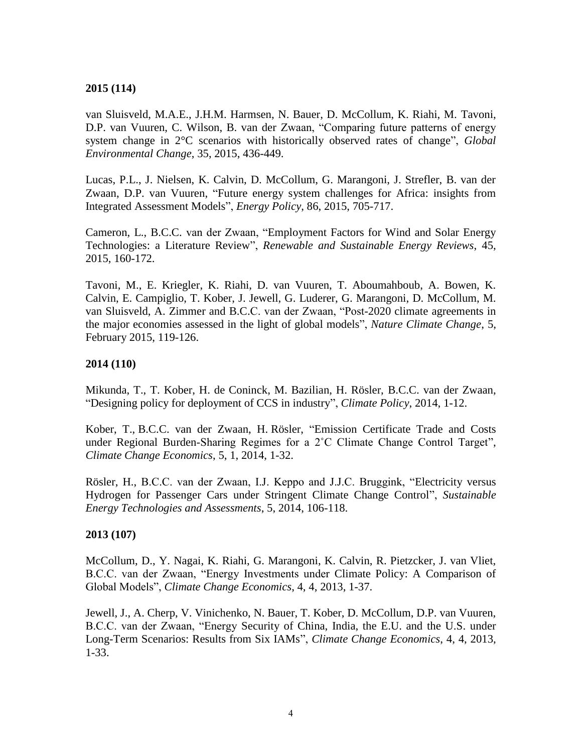**2015 (114)**

van Sluisveld, M.A.E., J.H.M. Harmsen, N. Bauer, D. McCollum, K. Riahi, M. Tavoni, D.P. van Vuuren, C. Wilson, B. van der Zwaan, “Comparing future patterns of energy system change in 2°C scenarios with historically observed rates of change”, *Global Environmental Change*, 35, 2015, 436-449.

Lucas, P.L., J. Nielsen, K. Calvin, D. McCollum, G. Marangoni, J. Strefler, B. van der Zwaan, D.P. van Vuuren, “Future energy system challenges for Africa: insights from Integrated Assessment Models”, *Energy Policy*, 86, 2015, 705-717.

Cameron, L., B.C.C. van der Zwaan, “Employment Factors for Wind and Solar Energy Technologies: a Literature Review”, *Renewable and Sustainable Energy Reviews*, 45, 2015, 160-172.

Tavoni, M., E. Kriegler, K. Riahi, D. van Vuuren, T. Aboumahboub, A. Bowen, K. Calvin, E. Campiglio, T. Kober, J. Jewell, G. Luderer, G. Marangoni, D. McCollum, M. van Sluisveld, A. Zimmer and B.C.C. van der Zwaan, “Post-2020 climate agreements in the major economies assessed in the light of global models”, *Nature Climate Change*, 5, February 2015, 119-126.

**2014 (110)**

Mikunda, T., T. Kober, H. de Coninck, M. Bazilian, H. Rösler, B.C.C. van der Zwaan, “Designing policy for deployment of CCS in industry”, *Climate Policy*, 2014, 1-12.

Kober, T., B.C.C. van der Zwaan, H. Rösler, “Emission Certificate Trade and Costs under Regional Burden-Sharing Regimes for a 2˚C Climate Change Control Target”, *Climate Change Economics*, 5, 1, 2014, 1-32.

Rösler, H., B.C.C. van der Zwaan, I.J. Keppo and J.J.C. Bruggink, “Electricity versus Hydrogen for Passenger Cars under Stringent Climate Change Control”, *Sustainable Energy Technologies and Assessments*, 5, 2014, 106-118.

**2013 (107)**

McCollum, D., Y. Nagai, K. Riahi, G. Marangoni, K. Calvin, R. Pietzcker, J. van Vliet, B.C.C. van der Zwaan, “Energy Investments under Climate Policy: A Comparison of Global Models”, *Climate Change Economics*, 4, 4, 2013, 1-37.

Jewell, J., A. Cherp, V. Vinichenko, N. Bauer, T. Kober, D. McCollum, D.P. van Vuuren, B.C.C. van der Zwaan, “Energy Security of China, India, the E.U. and the U.S. under Long-Term Scenarios: Results from Six IAMs”, *Climate Change Economics*, 4, 4, 2013, 1-33.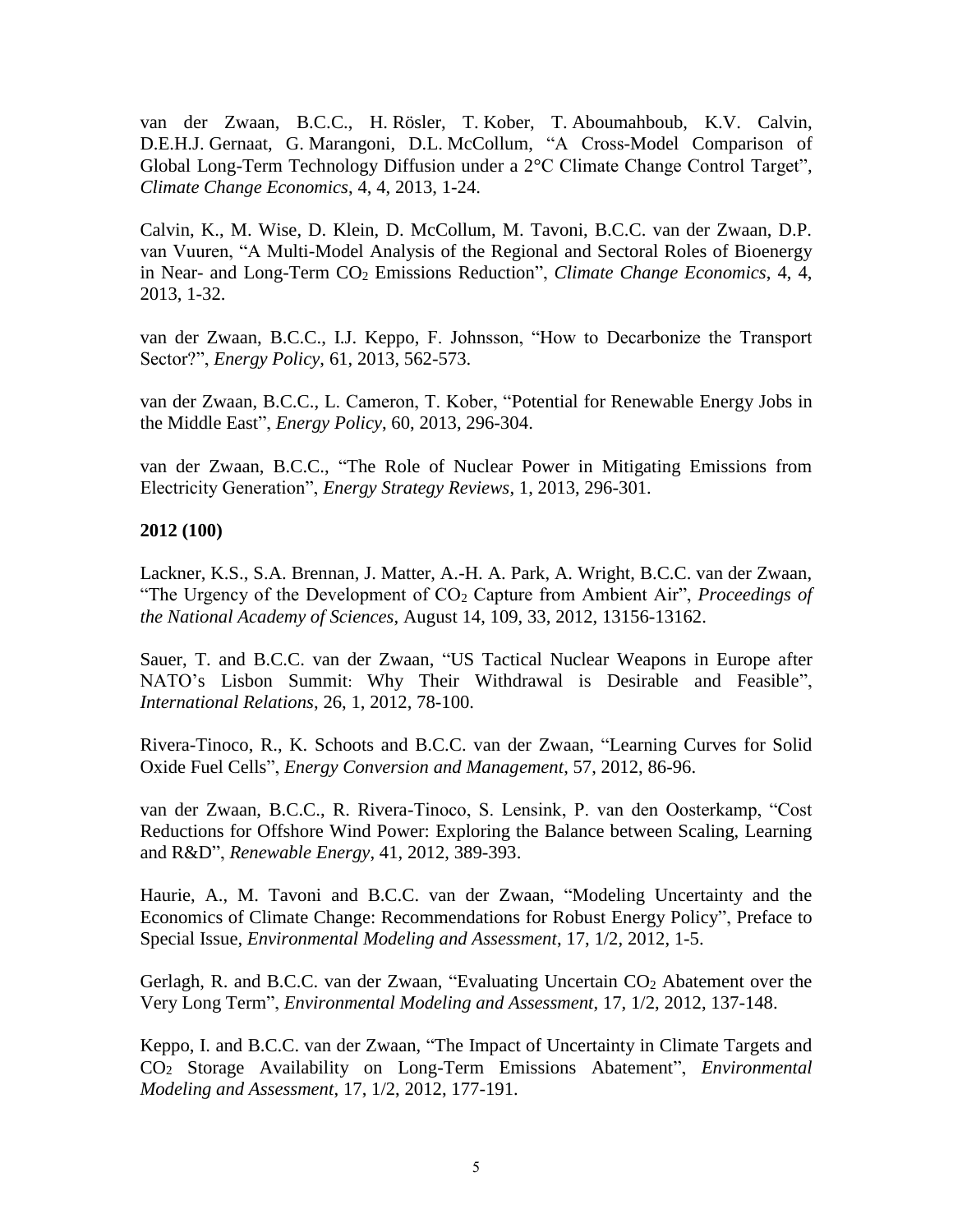van der Zwaan, B.C.C., H. Rösler, T. Kober, T. Aboumahboub, K.V. Calvin, D.E.H.J. Gernaat, G. Marangoni, D.L. McCollum, “A Cross-Model Comparison of Global Long-Term Technology Diffusion under a 2°C Climate Change Control Target”, *Climate Change Economics*, 4, 4, 2013, 1-24.

Calvin, K., M. Wise, D. Klein, D. McCollum, M. Tavoni, B.C.C. van der Zwaan, D.P. van Vuuren, “A Multi-Model Analysis of the Regional and Sectoral Roles of Bioenergy in Near- and Long-Term $CO_2$ Emissions Reduction”, *Climate Change Economics*, 4, 4, 2013, 1-32.

van der Zwaan, B.C.C., I.J. Keppo, F. Johnsson, “How to Decarbonize the Transport Sector?”, *Energy Policy*, 61, 2013, 562-573.

van der Zwaan, B.C.C., L. Cameron, T. Kober, “Potential for Renewable Energy Jobs in the Middle East”, *Energy Policy*, 60, 2013, 296-304.

van der Zwaan, B.C.C., “The Role of Nuclear Power in Mitigating Emissions from Electricity Generation”, *Energy Strategy Reviews*, 1, 2013, 296-301.

**2012 (100)**

Lackner, K.S., S.A. Brennan, J. Matter, A.-H. A. Park, A. Wright, B.C.C. van der Zwaan, “The Urgency of the Development of $CO_2$ Capture from Ambient Air”, *Proceedings of the National Academy of Sciences*, August 14, 109, 33, 2012, 13156-13162.

Sauer, T. and B.C.C. van der Zwaan, “US Tactical Nuclear Weapons in Europe after NATO’s Lisbon Summit: Why Their Withdrawal is Desirable and Feasible”, *International Relations*, 26, 1, 2012, 78-100.

Rivera-Tinoco, R., K. Schoots and B.C.C. van der Zwaan, “Learning Curves for Solid Oxide Fuel Cells”, *Energy Conversion and Management*, 57, 2012, 86-96.

van der Zwaan, B.C.C., R. Rivera-Tinoco, S. Lensink, P. van den Oosterkamp, “Cost Reductions for Offshore Wind Power: Exploring the Balance between Scaling, Learning and R&D”, *Renewable Energy*, 41, 2012, 389-393.

Haurie, A., M. Tavoni and B.C.C. van der Zwaan, “Modeling Uncertainty and the Economics of Climate Change: Recommendations for Robust Energy Policy”, Preface to Special Issue, *Environmental Modeling and Assessment*, 17, 1/2, 2012, 1-5.

Gerlagh, R. and B.C.C. van der Zwaan, “Evaluating Uncertain $CO_2$ Abatement over the Very Long Term”, *Environmental Modeling and Assessment*, 17, 1/2, 2012, 137-148.

Keppo, I. and B.C.C. van der Zwaan, “The Impact of Uncertainty in Climate Targets and $CO_2$ Storage Availability on Long-Term Emissions Abatement”, *Environmental Modeling and Assessment*, 17, 1/2, 2012, 177-191.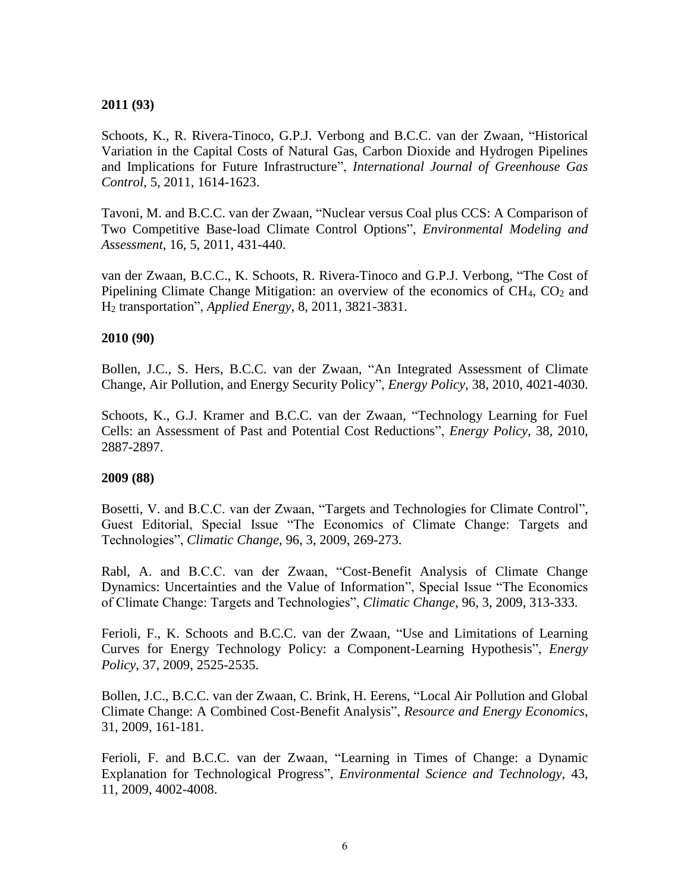**2011 (93)**

Schoots, K., R. Rivera-Tinoco, G.P.J. Verbong and B.C.C. van der Zwaan, "Historical Variation in the Capital Costs of Natural Gas, Carbon Dioxide and Hydrogen Pipelines and Implications for Future Infrastructure", *International Journal of Greenhouse Gas Control*, 5, 2011, 1614-1623.

Tavoni, M. and B.C.C. van der Zwaan, "Nuclear versus Coal plus CCS: A Comparison of Two Competitive Base-load Climate Control Options", *Environmental Modeling and Assessment*, 16, 5, 2011, 431-440.

van der Zwaan, B.C.C., K. Schoots, R. Rivera-Tinoco and G.P.J. Verbong, "The Cost of Pipelining Climate Change Mitigation: an overview of the economics of $CH_4$, $CO_2$ and $H_2$ transportation", *Applied Energy*, 8, 2011, 3821-3831.

**2010 (90)**

Bollen, J.C., S. Hers, B.C.C. van der Zwaan, "An Integrated Assessment of Climate Change, Air Pollution, and Energy Security Policy", *Energy Policy*, 38, 2010, 4021-4030.

Schoots, K., G.J. Kramer and B.C.C. van der Zwaan, "Technology Learning for Fuel Cells: an Assessment of Past and Potential Cost Reductions", *Energy Policy*, 38, 2010, 2887-2897.

**2009 (88)**

Bosetti, V. and B.C.C. van der Zwaan, "Targets and Technologies for Climate Control", Guest Editorial, Special Issue "The Economics of Climate Change: Targets and Technologies", *Climatic Change*, 96, 3, 2009, 269-273.

Rabl, A. and B.C.C. van der Zwaan, "Cost-Benefit Analysis of Climate Change Dynamics: Uncertainties and the Value of Information", Special Issue "The Economics of Climate Change: Targets and Technologies", *Climatic Change*, 96, 3, 2009, 313-333.

Ferioli, F., K. Schoots and B.C.C. van der Zwaan, "Use and Limitations of Learning Curves for Energy Technology Policy: a Component-Learning Hypothesis", *Energy Policy*, 37, 2009, 2525-2535.

Bollen, J.C., B.C.C. van der Zwaan, C. Brink, H. Eerens, "Local Air Pollution and Global Climate Change: A Combined Cost-Benefit Analysis", *Resource and Energy Economics*, 31, 2009, 161-181.

Ferioli, F. and B.C.C. van der Zwaan, "Learning in Times of Change: a Dynamic Explanation for Technological Progress", *Environmental Science and Technology*, 43, 11, 2009, 4002-4008.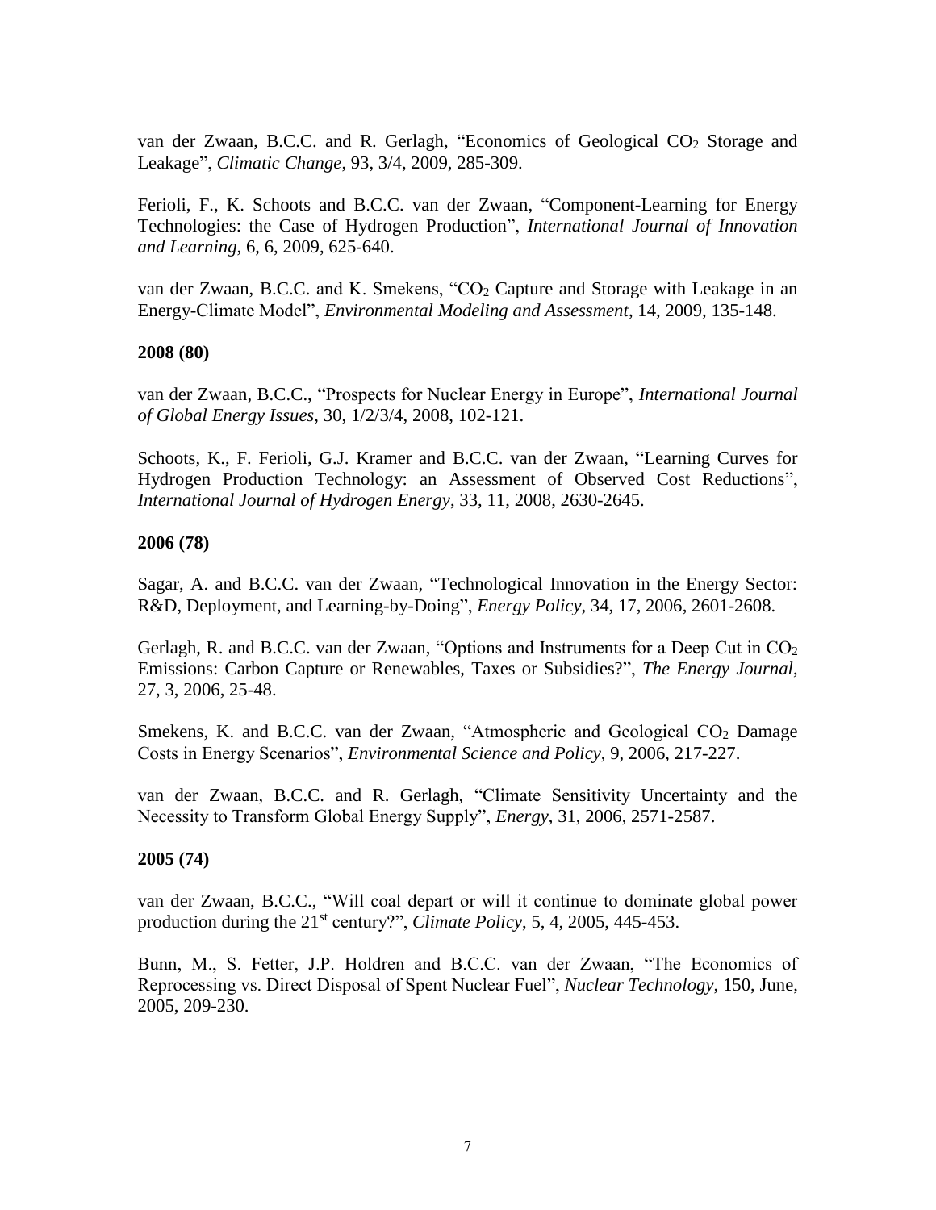van der Zwaan, B.C.C. and R. Gerlagh, "Economics of Geological $CO_2$ Storage and Leakage", *Climatic Change*, 93, 3/4, 2009, 285-309.

Ferioli, F., K. Schoots and B.C.C. van der Zwaan, "Component-Learning for Energy Technologies: the Case of Hydrogen Production", *International Journal of Innovation and Learning*, 6, 6, 2009, 625-640.

van der Zwaan, B.C.C. and K. Smekens, "$CO_2$ Capture and Storage with Leakage in an Energy-Climate Model", *Environmental Modeling and Assessment*, 14, 2009, 135-148.

**2008 (80)**

van der Zwaan, B.C.C., "Prospects for Nuclear Energy in Europe", *International Journal of Global Energy Issues*, 30, 1/2/3/4, 2008, 102-121.

Schoots, K., F. Ferioli, G.J. Kramer and B.C.C. van der Zwaan, "Learning Curves for Hydrogen Production Technology: an Assessment of Observed Cost Reductions", *International Journal of Hydrogen Energy*, 33, 11, 2008, 2630-2645.

**2006 (78)**

Sagar, A. and B.C.C. van der Zwaan, "Technological Innovation in the Energy Sector: R&D, Deployment, and Learning-by-Doing", *Energy Policy*, 34, 17, 2006, 2601-2608.

Gerlagh, R. and B.C.C. van der Zwaan, "Options and Instruments for a Deep Cut in $CO_2$ Emissions: Carbon Capture or Renewables, Taxes or Subsidies?", *The Energy Journal*, 27, 3, 2006, 25-48.

Smekens, K. and B.C.C. van der Zwaan, "Atmospheric and Geological $CO_2$ Damage Costs in Energy Scenarios", *Environmental Science and Policy*, 9, 2006, 217-227.

van der Zwaan, B.C.C. and R. Gerlagh, "Climate Sensitivity Uncertainty and the Necessity to Transform Global Energy Supply", *Energy*, 31, 2006, 2571-2587.

**2005 (74)**

van der Zwaan, B.C.C., "Will coal depart or will it continue to dominate global power production during the 21st century?", *Climate Policy*, 5, 4, 2005, 445-453.

Bunn, M., S. Fetter, J.P. Holdren and B.C.C. van der Zwaan, "The Economics of Reprocessing vs. Direct Disposal of Spent Nuclear Fuel", *Nuclear Technology*, 150, June, 2005, 209-230.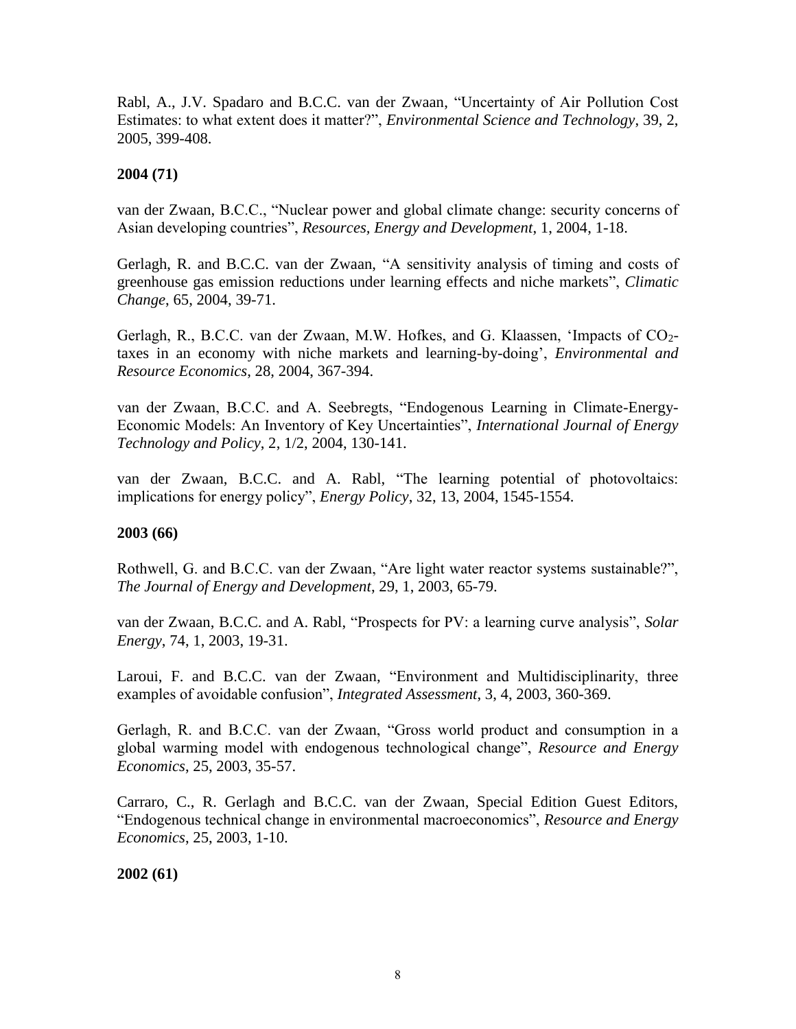Rabl, A., J.V. Spadaro and B.C.C. van der Zwaan, "Uncertainty of Air Pollution Cost Estimates: to what extent does it matter?", *Environmental Science and Technology*, 39, 2, 2005, 399-408.

**2004 (71)**

van der Zwaan, B.C.C., "Nuclear power and global climate change: security concerns of Asian developing countries", *Resources, Energy and Development*, 1, 2004, 1-18.

Gerlagh, R. and B.C.C. van der Zwaan, "A sensitivity analysis of timing and costs of greenhouse gas emission reductions under learning effects and niche markets", *Climatic Change*, 65, 2004, 39-71.

Gerlagh, R., B.C.C. van der Zwaan, M.W. Hofkes, and G. Klaassen, 'Impacts of $CO_2$-taxes in an economy with niche markets and learning-by-doing', *Environmental and Resource Economics*, 28, 2004, 367-394.

van der Zwaan, B.C.C. and A. Seebregts, "Endogenous Learning in Climate-Energy-Economic Models: An Inventory of Key Uncertainties", *International Journal of Energy Technology and Policy*, 2, 1/2, 2004, 130-141.

van der Zwaan, B.C.C. and A. Rabl, "The learning potential of photovoltaics: implications for energy policy", *Energy Policy*, 32, 13, 2004, 1545-1554.

**2003 (66)**

Rothwell, G. and B.C.C. van der Zwaan, "Are light water reactor systems sustainable?", *The Journal of Energy and Development*, 29, 1, 2003, 65-79.

van der Zwaan, B.C.C. and A. Rabl, "Prospects for PV: a learning curve analysis", *Solar Energy*, 74, 1, 2003, 19-31.

Laroui, F. and B.C.C. van der Zwaan, "Environment and Multidisciplinarity, three examples of avoidable confusion", *Integrated Assessment*, 3, 4, 2003, 360-369.

Gerlagh, R. and B.C.C. van der Zwaan, "Gross world product and consumption in a global warming model with endogenous technological change", *Resource and Energy Economics*, 25, 2003, 35-57.

Carraro, C., R. Gerlagh and B.C.C. van der Zwaan, Special Edition Guest Editors, "Endogenous technical change in environmental macroeconomics", *Resource and Energy Economics*, 25, 2003, 1-10.

**2002 (61)**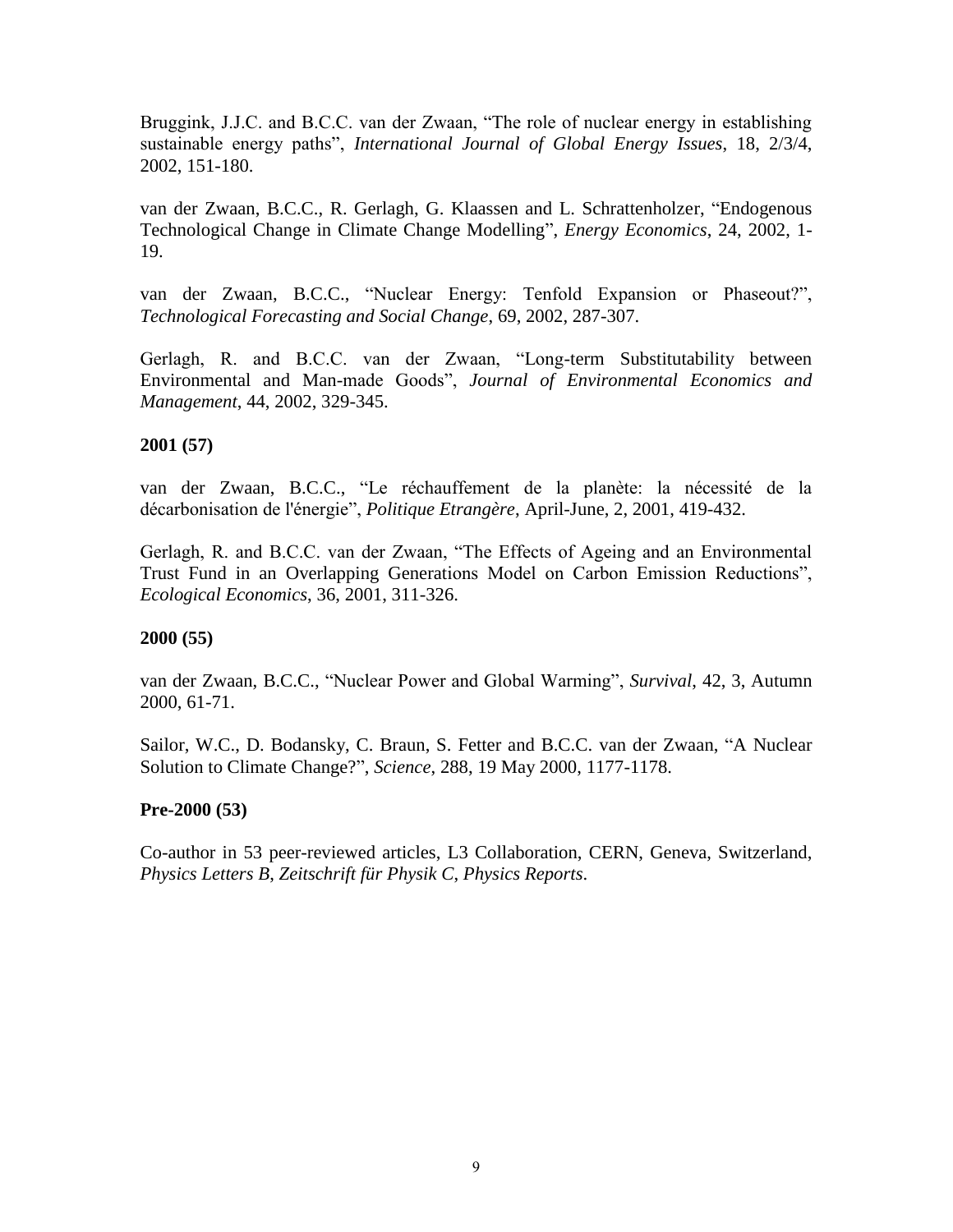Bruggink, J.J.C. and B.C.C. van der Zwaan, “The role of nuclear energy in establishing sustainable energy paths”, *International Journal of Global Energy Issues*, 18, 2/3/4, 2002, 151-180.

van der Zwaan, B.C.C., R. Gerlagh, G. Klaassen and L. Schrattenholzer, “Endogenous Technological Change in Climate Change Modelling”, *Energy Economics*, 24, 2002, 1-19.

van der Zwaan, B.C.C., “Nuclear Energy: Tenfold Expansion or Phaseout?”, *Technological Forecasting and Social Change*, 69, 2002, 287-307.

Gerlagh, R. and B.C.C. van der Zwaan, “Long-term Substitutability between Environmental and Man-made Goods”, *Journal of Environmental Economics and Management*, 44, 2002, 329-345.

**2001 (57)**

van der Zwaan, B.C.C., “Le réchauffement de la planète: la nécessité de la décarbonisation de l'énergie”, *Politique Etrangère*, April-June, 2, 2001, 419-432.

Gerlagh, R. and B.C.C. van der Zwaan, “The Effects of Ageing and an Environmental Trust Fund in an Overlapping Generations Model on Carbon Emission Reductions”, *Ecological Economics*, 36, 2001, 311-326.

**2000 (55)**

van der Zwaan, B.C.C., “Nuclear Power and Global Warming”, *Survival*, 42, 3, Autumn 2000, 61-71.

Sailor, W.C., D. Bodansky, C. Braun, S. Fetter and B.C.C. van der Zwaan, “A Nuclear Solution to Climate Change?”, *Science*, 288, 19 May 2000, 1177-1178.

**Pre-2000 (53)**

Co-author in 53 peer-reviewed articles, L3 Collaboration, CERN, Geneva, Switzerland, *Physics Letters B*, *Zeitschrift für Physik C*, *Physics Reports*.